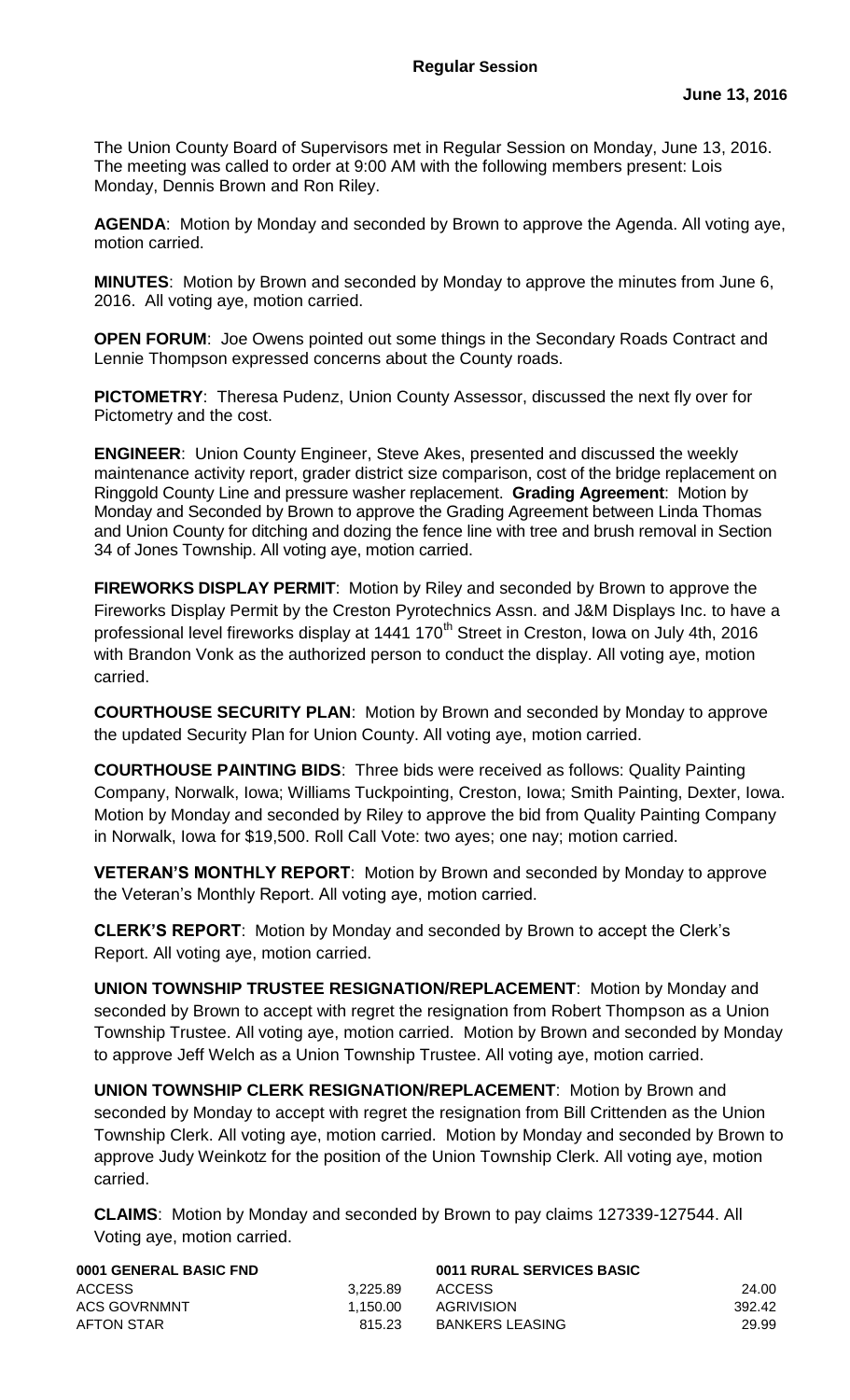## Regular Session

**June 13, 2016**

The Union County Board of Supervisors met in Regular Session on Monday, June 13, 2016. The meeting was called to order at 9:00 AM with the following members present: Lois Monday, Dennis Brown and Ron Riley.

**AGENDA**: Motion by Monday and seconded by Brown to approve the Agenda. All voting aye, motion carried.

**MINUTES**: Motion by Brown and seconded by Monday to approve the minutes from June 6, 2016. All voting aye, motion carried.

**OPEN FORUM**: Joe Owens pointed out some things in the Secondary Roads Contract and Lennie Thompson expressed concerns about the County roads.

**PICTOMETRY**: Theresa Pudenz, Union County Assessor, discussed the next fly over for Pictometry and the cost.

**ENGINEER**: Union County Engineer, Steve Akes, presented and discussed the weekly maintenance activity report, grader district size comparison, cost of the bridge replacement on Ringgold County Line and pressure washer replacement. **Grading Agreement**: Motion by Monday and Seconded by Brown to approve the Grading Agreement between Linda Thomas and Union County for ditching and dozing the fence line with tree and brush removal in Section 34 of Jones Township. All voting aye, motion carried.

**FIREWORKS DISPLAY PERMIT**: Motion by Riley and seconded by Brown to approve the Fireworks Display Permit by the Creston Pyrotechnics Assn. and J&M Displays Inc. to have a professional level fireworks display at 1441 170th Street in Creston, Iowa on July 4th, 2016 with Brandon Vonk as the authorized person to conduct the display. All voting aye, motion carried.

**COURTHOUSE SECURITY PLAN**: Motion by Brown and seconded by Monday to approve the updated Security Plan for Union County. All voting aye, motion carried.

**COURTHOUSE PAINTING BIDS**: Three bids were received as follows: Quality Painting Company, Norwalk, Iowa; Williams Tuckpointing, Creston, Iowa; Smith Painting, Dexter, Iowa. Motion by Monday and seconded by Riley to approve the bid from Quality Painting Company in Norwalk, Iowa for $19,500. Roll Call Vote: two ayes; one nay; motion carried.

**VETERAN'S MONTHLY REPORT**: Motion by Brown and seconded by Monday to approve the Veteran's Monthly Report. All voting aye, motion carried.

**CLERK'S REPORT**: Motion by Monday and seconded by Brown to accept the Clerk's Report. All voting aye, motion carried.

**UNION TOWNSHIP TRUSTEE RESIGNATION/REPLACEMENT**: Motion by Monday and seconded by Brown to accept with regret the resignation from Robert Thompson as a Union Township Trustee. All voting aye, motion carried. Motion by Brown and seconded by Monday to approve Jeff Welch as a Union Township Trustee. All voting aye, motion carried.

**UNION TOWNSHIP CLERK RESIGNATION/REPLACEMENT**: Motion by Brown and seconded by Monday to accept with regret the resignation from Bill Crittenden as the Union Township Clerk. All voting aye, motion carried. Motion by Monday and seconded by Brown to approve Judy Weinkotz for the position of the Union Township Clerk. All voting aye, motion carried.

**CLAIMS**: Motion by Monday and seconded by Brown to pay claims 127339-127544. All Voting aye, motion carried.

| **0001 GENERAL BASIC FND** | | **0011 RURAL SERVICES BASIC** | |
|---|---|---|---|
| ACCESS | 3,225.89 | ACCESS | 24.00 |
| ACS GOVRNMNT | 1,150.00 | AGRIVISION | 392.42 |
| AFTON STAR | 815.23 | BANKERS LEASING | 29.99 |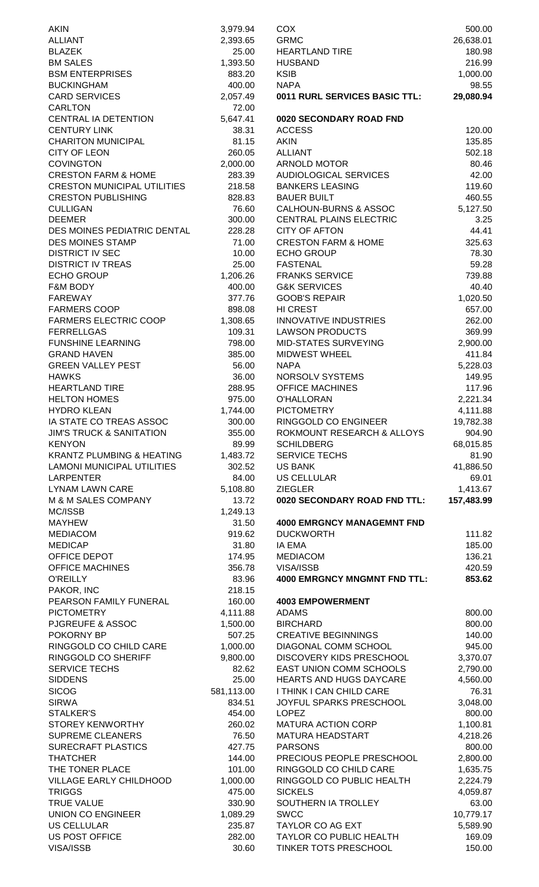| | |
|---|---|
| AKIN | 3,979.94 |
| ALLIANT | 2,393.65 |
| BLAZEK | 25.00 |
| BM SALES | 1,393.50 |
| BSM ENTERPRISES | 883.20 |
| BUCKINGHAM | 400.00 |
| CARD SERVICES | 2,057.49 |
| CARLTON | 72.00 |
| CENTRAL IA DETENTION | 5,647.41 |
| CENTURY LINK | 38.31 |
| CHARITON MUNICIPAL | 81.15 |
| CITY OF LEON | 260.05 |
| COVINGTON | 2,000.00 |
| CRESTON FARM & HOME | 283.39 |
| CRESTON MUNICIPAL UTILITIES | 218.58 |
| CRESTON PUBLISHING | 828.83 |
| CULLIGAN | 76.60 |
| DEEMER | 300.00 |
| DES MOINES PEDIATRIC DENTAL | 228.28 |
| DES MOINES STAMP | 71.00 |
| DISTRICT IV SEC | 10.00 |
| DISTRICT IV TREAS | 25.00 |
| ECHO GROUP | 1,206.26 |
| F&M BODY | 400.00 |
| FAREWAY | 377.76 |
| FARMERS COOP | 898.08 |
| FARMERS ELECTRIC COOP | 1,308.65 |
| FERRELLGAS | 109.31 |
| FUNSHINE LEARNING | 798.00 |
| GRAND HAVEN | 385.00 |
| GREEN VALLEY PEST | 56.00 |
| HAWKS | 36.00 |
| HEARTLAND TIRE | 288.95 |
| HELTON HOMES | 975.00 |
| HYDRO KLEAN | 1,744.00 |
| IA STATE CO TREAS ASSOC | 300.00 |
| JIM'S TRUCK & SANITATION | 355.00 |
| KENYON | 89.99 |
| KRANTZ PLUMBING & HEATING | 1,483.72 |
| LAMONI MUNICIPAL UTILITIES | 302.52 |
| LARPENTER | 84.00 |
| LYNAM LAWN CARE | 5,108.80 |
| M & M SALES COMPANY | 13.72 |
| MC/ISSB | 1,249.13 |
| MAYHEW | 31.50 |
| MEDIACOM | 919.62 |
| MEDICAP | 31.80 |
| OFFICE DEPOT | 174.95 |
| OFFICE MACHINES | 356.78 |
| O'REILLY | 83.96 |
| PAKOR, INC | 218.15 |
| PEARSON FAMILY FUNERAL | 160.00 |
| PICTOMETRY | 4,111.88 |
| PJGREUFE & ASSOC | 1,500.00 |
| POKORNY BP | 507.25 |
| RINGGOLD CO CHILD CARE | 1,000.00 |
| RINGGOLD CO SHERIFF | 9,800.00 |
| SERVICE TECHS | 82.62 |
| SIDDENS | 25.00 |
| SICOG | 581,113.00 |
| SIRWA | 834.51 |
| STALKER'S | 454.00 |
| STOREY KENWORTHY | 260.02 |
| SUPREME CLEANERS | 76.50 |
| SURECRAFT PLASTICS | 427.75 |
| THATCHER | 144.00 |
| THE TONER PLACE | 101.00 |
| VILLAGE EARLY CHILDHOOD | 1,000.00 |
| TRIGGS | 475.00 |
| TRUE VALUE | 330.90 |
| UNION CO ENGINEER | 1,089.29 |
| US CELLULAR | 235.87 |
| US POST OFFICE | 282.00 |
| VISA/ISSB | 30.60 |
| COX | 500.00 |
| GRMC | 26,638.01 |
| HEARTLAND TIRE | 180.98 |
| HUSBAND | 216.99 |
| KSIB | 1,000.00 |
| NAPA | 98.55 |
| **0011 RURL SERVICES BASIC TTL:** | **29,080.94** |

**0020 SECONDARY ROAD FND**

| | |
|---|---|
| ACCESS | 120.00 |
| AKIN | 135.85 |
| ALLIANT | 502.18 |
| ARNOLD MOTOR | 80.46 |
| AUDIOLOGICAL SERVICES | 42.00 |
| BANKERS LEASING | 119.60 |
| BAUER BUILT | 460.55 |
| CALHOUN-BURNS & ASSOC | 5,127.50 |
| CENTRAL PLAINS ELECTRIC | 3.25 |
| CITY OF AFTON | 44.41 |
| CRESTON FARM & HOME | 325.63 |
| ECHO GROUP | 78.30 |
| FASTENAL | 59.28 |
| FRANKS SERVICE | 739.88 |
| G&K SERVICES | 40.40 |
| GOOB'S REPAIR | 1,020.50 |
| HI CREST | 657.00 |
| INNOVATIVE INDUSTRIES | 262.00 |
| LAWSON PRODUCTS | 369.99 |
| MID-STATES SURVEYING | 2,900.00 |
| MIDWEST WHEEL | 411.84 |
| NAPA | 5,228.03 |
| NORSOLV SYSTEMS | 149.95 |
| OFFICE MACHINES | 117.96 |
| O'HALLORAN | 2,221.34 |
| PICTOMETRY | 4,111.88 |
| RINGGOLD CO ENGINEER | 19,782.38 |
| ROKMOUNT RESEARCH & ALLOYS | 904.90 |
| SCHILDBERG | 68,015.85 |
| SERVICE TECHS | 81.90 |
| US BANK | 41,886.50 |
| US CELLULAR | 69.01 |
| ZIEGLER | 1,413.67 |
| **0020 SECONDARY ROAD FND TTL:** | **157,483.99** |

**4000 EMRGNCY MANAGEMNT FND**

| | |
|---|---|
| DUCKWORTH | 111.82 |
| IA EMA | 185.00 |
| MEDIACOM | 136.21 |
| VISA/ISSB | 420.59 |
| **4000 EMRGNCY MNGMNT FND TTL:** | **853.62** |

**4003 EMPOWERMENT**

| | |
|---|---|
| ADAMS | 800.00 |
| BIRCHARD | 800.00 |
| CREATIVE BEGINNINGS | 140.00 |
| DIAGONAL COMM SCHOOL | 945.00 |
| DISCOVERY KIDS PRESCHOOL | 3,370.07 |
| EAST UNION COMM SCHOOLS | 2,790.00 |
| HEARTS AND HUGS DAYCARE | 4,560.00 |
| I THINK I CAN CHILD CARE | 76.31 |
| JOYFUL SPARKS PRESCHOOL | 3,048.00 |
| LOPEZ | 800.00 |
| MATURA ACTION CORP | 1,100.81 |
| MATURA HEADSTART | 4,218.26 |
| PARSONS | 800.00 |
| PRECIOUS PEOPLE PRESCHOOL | 2,800.00 |
| RINGGOLD CO CHILD CARE | 1,635.75 |
| RINGGOLD CO PUBLIC HEALTH | 2,224.79 |
| SICKELS | 4,059.87 |
| SOUTHERN IA TROLLEY | 63.00 |
| SWCC | 10,779.17 |
| TAYLOR CO AG EXT | 5,589.90 |
| TAYLOR CO PUBLIC HEALTH | 169.09 |
| TINKER TOTS PRESCHOOL | 150.00 |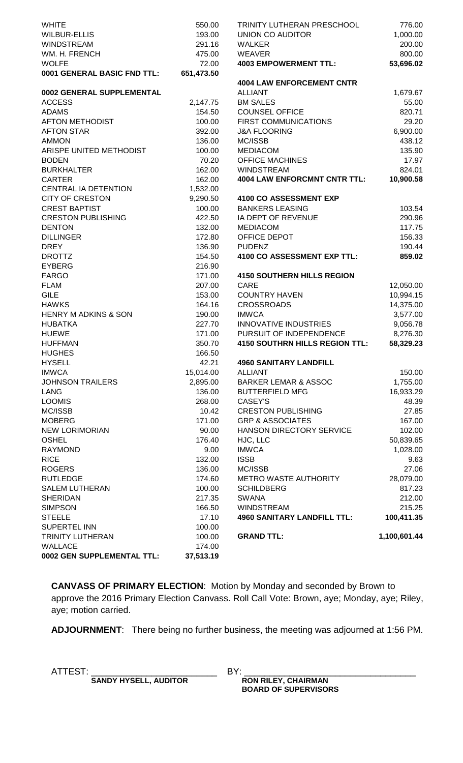| | |
|---|---|
| WHITE | 550.00 |
| WILBUR-ELLIS | 193.00 |
| WINDSTREAM | 291.16 |
| WM. H. FRENCH | 475.00 |
| WOLFE | 72.00 |
| **0001 GENERAL BASIC FND TTL:** | **651,473.50** |

**0002 GENERAL SUPPLEMENTAL**

| | |
|---|---|
| ACCESS | 2,147.75 |
| ADAMS | 154.50 |
| AFTON METHODIST | 100.00 |
| AFTON STAR | 392.00 |
| AMMON | 136.00 |
| ARISPE UNITED METHODIST | 100.00 |
| BODEN | 70.20 |
| BURKHALTER | 162.00 |
| CARTER | 162.00 |
| CENTRAL IA DETENTION | 1,532.00 |
| CITY OF CRESTON | 9,290.50 |
| CREST BAPTIST | 100.00 |
| CRESTON PUBLISHING | 422.50 |
| DENTON | 132.00 |
| DILLINGER | 172.80 |
| DREY | 136.90 |
| DROTTZ | 154.50 |
| EYBERG | 216.90 |
| FARGO | 171.00 |
| FLAM | 207.00 |
| GILE | 153.00 |
| HAWKS | 164.16 |
| HENRY M ADKINS & SON | 190.00 |
| HUBATKA | 227.70 |
| HUEWE | 171.00 |
| HUFFMAN | 350.70 |
| HUGHES | 166.50 |
| HYSELL | 42.21 |
| IMWCA | 15,014.00 |
| JOHNSON TRAILERS | 2,895.00 |
| LANG | 136.00 |
| LOOMIS | 268.00 |
| MC/ISSB | 10.42 |
| MOBERG | 171.00 |
| NEW LORIMORIAN | 90.00 |
| OSHEL | 176.40 |
| RAYMOND | 9.00 |
| RICE | 132.00 |
| ROGERS | 136.00 |
| RUTLEDGE | 174.60 |
| SALEM LUTHERAN | 100.00 |
| SHERIDAN | 217.35 |
| SIMPSON | 166.50 |
| STEELE | 17.10 |
| SUPERTEL INN | 100.00 |
| TRINITY LUTHERAN | 100.00 |
| WALLACE | 174.00 |
| **0002 GEN SUPPLEMENTAL TTL:** | **37,513.19** |

| | |
|---|---|
| TRINITY LUTHERAN PRESCHOOL | 776.00 |
| UNION CO AUDITOR | 1,000.00 |
| WALKER | 200.00 |
| WEAVER | 800.00 |
| **4003 EMPOWERMENT TTL:** | **53,696.02** |

**4004 LAW ENFORCEMENT CNTR**

| | |
|---|---|
| ALLIANT | 1,679.67 |
| BM SALES | 55.00 |
| COUNSEL OFFICE | 820.71 |
| FIRST COMMUNICATIONS | 29.20 |
| J&A FLOORING | 6,900.00 |
| MC/ISSB | 438.12 |
| MEDIACOM | 135.90 |
| OFFICE MACHINES | 17.97 |
| WINDSTREAM | 824.01 |
| **4004 LAW ENFORCMNT CNTR TTL:** | **10,900.58** |

**4100 CO ASSESSMENT EXP**

| | |
|---|---|
| BANKERS LEASING | 103.54 |
| IA DEPT OF REVENUE | 290.96 |
| MEDIACOM | 117.75 |
| OFFICE DEPOT | 156.33 |
| PUDENZ | 190.44 |
| **4100 CO ASSESSMENT EXP TTL:** | **859.02** |

**4150 SOUTHERN HILLS REGION**

| | |
|---|---|
| CARE | 12,050.00 |
| COUNTRY HAVEN | 10,994.15 |
| CROSSROADS | 14,375.00 |
| IMWCA | 3,577.00 |
| INNOVATIVE INDUSTRIES | 9,056.78 |
| PURSUIT OF INDEPENDENCE | 8,276.30 |
| **4150 SOUTHRN HILLS REGION TTL:** | **58,329.23** |

**4960 SANITARY LANDFILL**

| | |
|---|---|
| ALLIANT | 150.00 |
| BARKER LEMAR & ASSOC | 1,755.00 |
| BUTTERFIELD MFG | 16,933.29 |
| CASEY'S | 48.39 |
| CRESTON PUBLISHING | 27.85 |
| GRP & ASSOCIATES | 167.00 |
| HANSON DIRECTORY SERVICE | 102.00 |
| HJC, LLC | 50,839.65 |
| IMWCA | 1,028.00 |
| ISSB | 9.63 |
| MC/ISSB | 27.06 |
| METRO WASTE AUTHORITY | 28,079.00 |
| SCHILDBERG | 817.23 |
| SWANA | 212.00 |
| WINDSTREAM | 215.25 |
| **4960 SANITARY LANDFILL TTL:** | **100,411.35** |

| | |
|---|---|
| **GRAND TTL:** | **1,100,601.44** |

**CANVASS OF PRIMARY ELECTION**: Motion by Monday and seconded by Brown to approve the 2016 Primary Election Canvass. Roll Call Vote: Brown, aye; Monday, aye; Riley, aye; motion carried.

**ADJOURNMENT**: There being no further business, the meeting was adjourned at 1:56 PM.

ATTEST: ________________________
**SANDY HYSELL, AUDITOR**

BY: ________________________________
**RON RILEY, CHAIRMAN**
**BOARD OF SUPERVISORS**